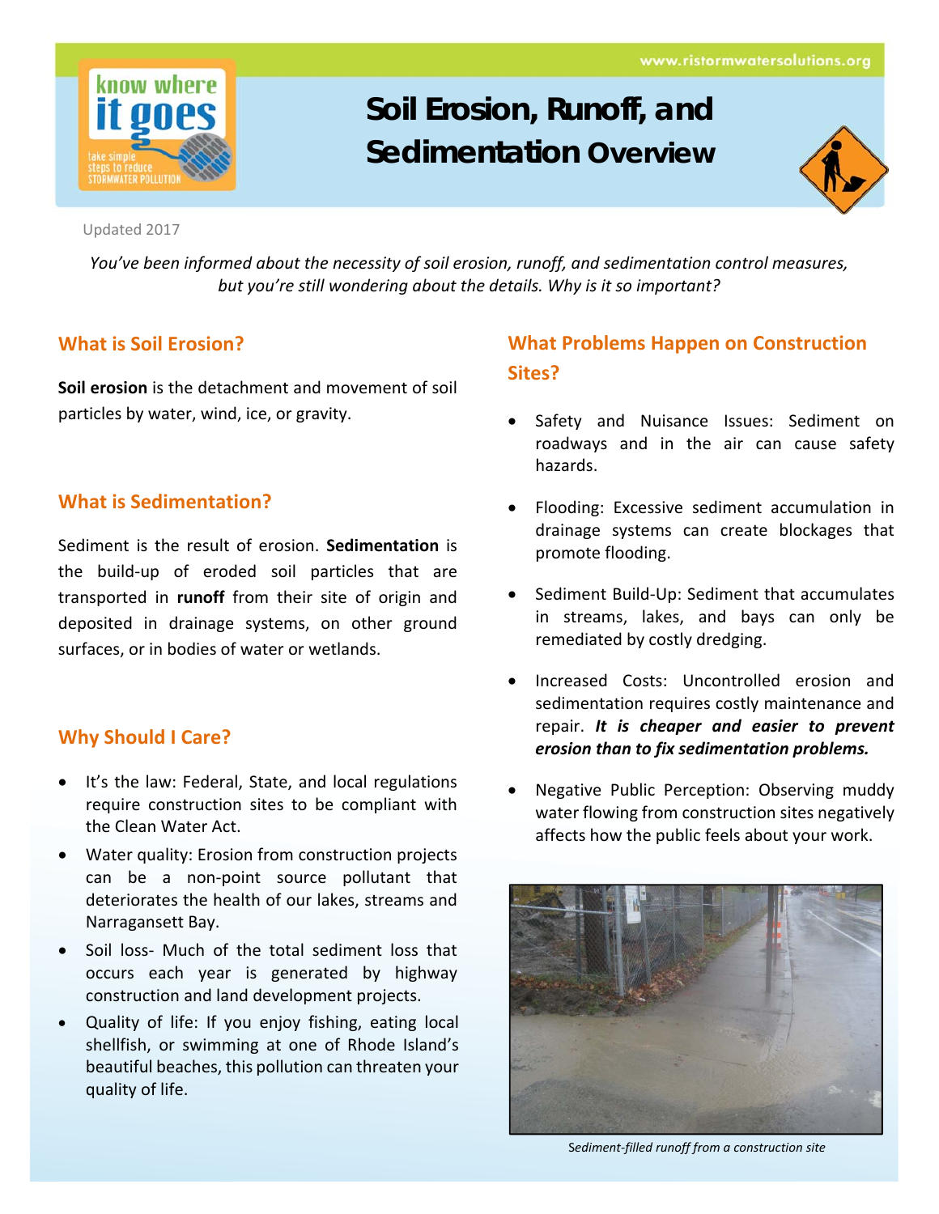# Soil Erosion, Runoff, and Sedimentation Overview

www.ristormwatersolutions.org

Updated 2017

*You've been informed about the necessity of soil erosion, runoff, and sedimentation control measures, but you're still wondering about the details. Why is it so important?*

## What is Soil Erosion?

**Soil erosion** is the detachment and movement of soil particles by water, wind, ice, or gravity.

## What is Sedimentation?

Sediment is the result of erosion. **Sedimentation** is the build-up of eroded soil particles that are transported in **runoff** from their site of origin and deposited in drainage systems, on other ground surfaces, or in bodies of water or wetlands.

## Why Should I Care?

- It's the law: Federal, State, and local regulations require construction sites to be compliant with the Clean Water Act.
- Water quality: Erosion from construction projects can be a non-point source pollutant that deteriorates the health of our lakes, streams and Narragansett Bay.
- Soil loss- Much of the total sediment loss that occurs each year is generated by highway construction and land development projects.
- Quality of life: If you enjoy fishing, eating local shellfish, or swimming at one of Rhode Island's beautiful beaches, this pollution can threaten your quality of life.

## What Problems Happen on Construction Sites?

- Safety and Nuisance Issues: Sediment on roadways and in the air can cause safety hazards.
- Flooding: Excessive sediment accumulation in drainage systems can create blockages that promote flooding.
- Sediment Build-Up: Sediment that accumulates in streams, lakes, and bays can only be remediated by costly dredging.
- Increased Costs: Uncontrolled erosion and sedimentation requires costly maintenance and repair. ***It is cheaper and easier to prevent erosion than to fix sedimentation problems.***
- Negative Public Perception: Observing muddy water flowing from construction sites negatively affects how the public feels about your work.

*Sediment-filled runoff from a construction site*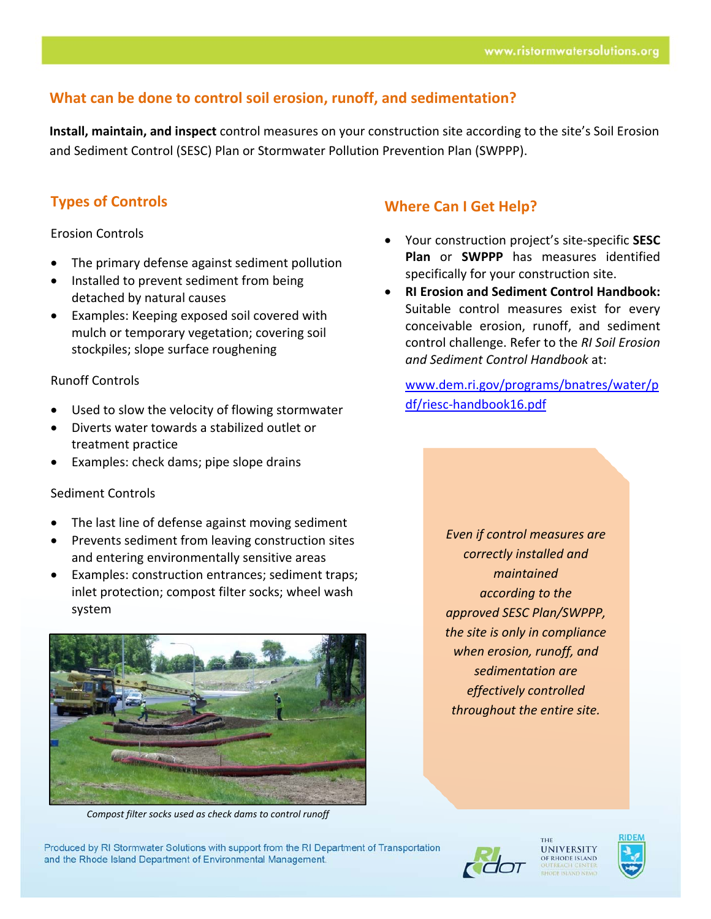## What can be done to control soil erosion, runoff, and sedimentation?

**Install, maintain, and inspect** control measures on your construction site according to the site's Soil Erosion and Sediment Control (SESC) Plan or Stormwater Pollution Prevention Plan (SWPPP).

### Types of Controls

Erosion Controls

- The primary defense against sediment pollution
- Installed to prevent sediment from being detached by natural causes
- Examples: Keeping exposed soil covered with mulch or temporary vegetation; covering soil stockpiles; slope surface roughening

Runoff Controls

- Used to slow the velocity of flowing stormwater
- Diverts water towards a stabilized outlet or treatment practice
- Examples: check dams; pipe slope drains

Sediment Controls

- The last line of defense against moving sediment
- Prevents sediment from leaving construction sites and entering environmentally sensitive areas
- Examples: construction entrances; sediment traps; inlet protection; compost filter socks; wheel wash system

*Compost filter socks used as check dams to control runoff*

### Where Can I Get Help?

- Your construction project's site-specific **SESC Plan** or **SWPPP** has measures identified specifically for your construction site.
- **RI Erosion and Sediment Control Handbook:** Suitable control measures exist for every conceivable erosion, runoff, and sediment control challenge. Refer to the *RI Soil Erosion and Sediment Control Handbook* at:

www.dem.ri.gov/programs/bnatres/water/pdf/riesc-handbook16.pdf

*Even if control measures are correctly installed and maintained according to the approved SESC Plan/SWPPP, the site is only in compliance when erosion, runoff, and sedimentation are effectively controlled throughout the entire site.*

Produced by RI Stormwater Solutions with support from the RI Department of Transportation and the Rhode Island Department of Environmental Management.